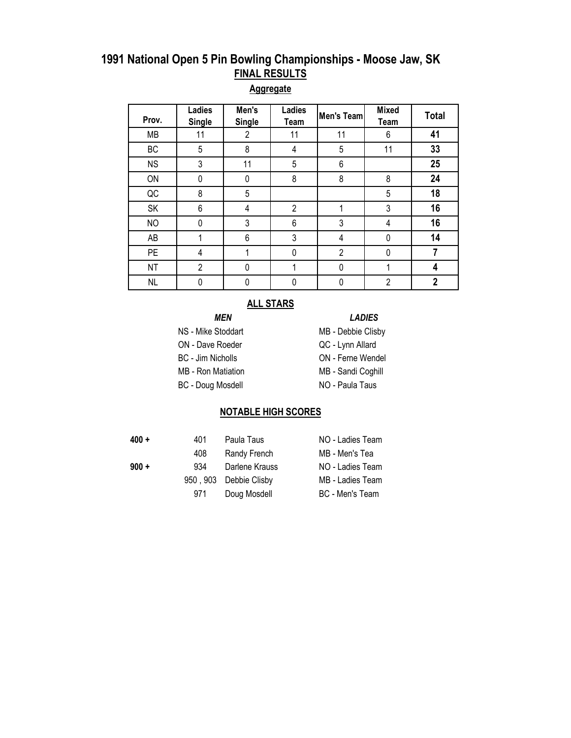# 1991 National Open 5 Pin Bowling Championships - Moose Jaw, SK

## FINAL RESULTS

### Aggregate

| Prov. | Ladies Single | Men's Single | Ladies Team | Men's Team | Mixed Team | Total |
|---|---|---|---|---|---|---|
| MB | 11 | 2 | 11 | 11 | 6 | **41** |
| BC | 5 | 8 | 4 | 5 | 11 | **33** |
| NS | 3 | 11 | 5 | 6 | | **25** |
| ON | 0 | 0 | 8 | 8 | 8 | **24** |
| QC | 8 | 5 | | | 5 | **18** |
| SK | 6 | 4 | 2 | 1 | 3 | **16** |
| NO | 0 | 3 | 6 | 3 | 4 | **16** |
| AB | 1 | 6 | 3 | 4 | 0 | **14** |
| PE | 4 | 1 | 0 | 2 | 0 | **7** |
| NT | 2 | 0 | 1 | 0 | 1 | **4** |
| NL | 0 | 0 | 0 | 0 | 2 | **2** |

### ALL STARS

| *MEN* | *LADIES* |
|---|---|
| NS - Mike Stoddart | MB - Debbie Clisby |
| ON - Dave Roeder | QC - Lynn Allard |
| BC - Jim Nicholls | ON - Ferne Wendel |
| MB - Ron Matiation | MB - Sandi Coghill |
| BC - Doug Mosdell | NO - Paula Taus |

### NOTABLE HIGH SCORES

| | | | |
|---|---|---|---|
| **400 +** | 401 | Paula Taus | NO - Ladies Team |
| | 408 | Randy French | MB - Men's Tea |
| **900 +** | 934 | Darlene Krauss | NO - Ladies Team |
| | 950 , 903 | Debbie Clisby | MB - Ladies Team |
| | 971 | Doug Mosdell | BC - Men's Team |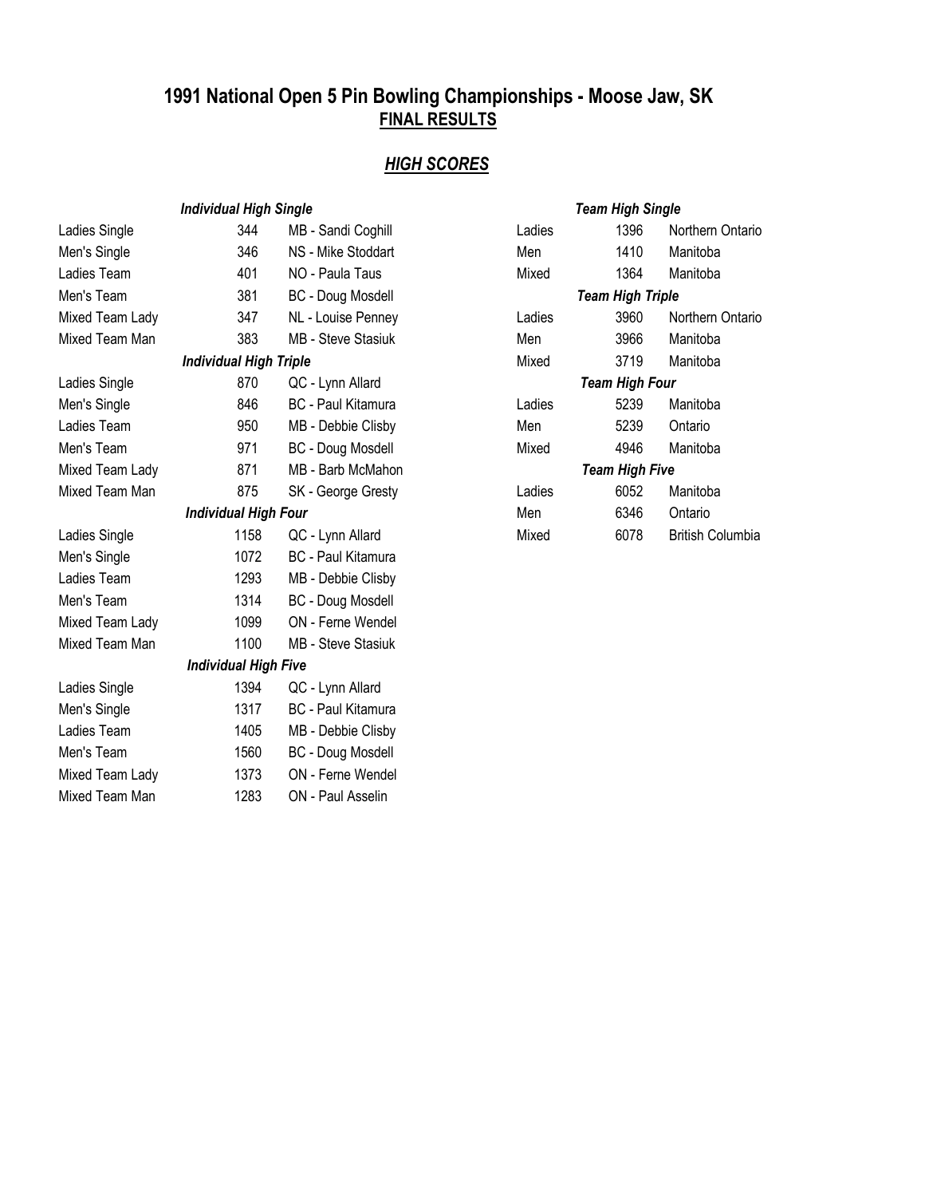# 1991 National Open 5 Pin Bowling Championships - Moose Jaw, SK
## FINAL RESULTS

### *HIGH SCORES*

| ***Individual High Single*** | | |
|---|---|---|
| Ladies Single | 344 | MB - Sandi Coghill |
| Men's Single | 346 | NS - Mike Stoddart |
| Ladies Team | 401 | NO - Paula Taus |
| Men's Team | 381 | BC - Doug Mosdell |
| Mixed Team Lady | 347 | NL - Louise Penney |
| Mixed Team Man | 383 | MB - Steve Stasiuk |
| ***Individual High Triple*** | | |
| Ladies Single | 870 | QC - Lynn Allard |
| Men's Single | 846 | BC - Paul Kitamura |
| Ladies Team | 950 | MB - Debbie Clisby |
| Men's Team | 971 | BC - Doug Mosdell |
| Mixed Team Lady | 871 | MB - Barb McMahon |
| Mixed Team Man | 875 | SK - George Gresty |
| ***Individual High Four*** | | |
| Ladies Single | 1158 | QC - Lynn Allard |
| Men's Single | 1072 | BC - Paul Kitamura |
| Ladies Team | 1293 | MB - Debbie Clisby |
| Men's Team | 1314 | BC - Doug Mosdell |
| Mixed Team Lady | 1099 | ON - Ferne Wendel |
| Mixed Team Man | 1100 | MB - Steve Stasiuk |
| ***Individual High Five*** | | |
| Ladies Single | 1394 | QC - Lynn Allard |
| Men's Single | 1317 | BC - Paul Kitamura |
| Ladies Team | 1405 | MB - Debbie Clisby |
| Men's Team | 1560 | BC - Doug Mosdell |
| Mixed Team Lady | 1373 | ON - Ferne Wendel |
| Mixed Team Man | 1283 | ON - Paul Asselin |

| ***Team High Single*** | | |
|---|---|---|
| Ladies | 1396 | Northern Ontario |
| Men | 1410 | Manitoba |
| Mixed | 1364 | Manitoba |
| ***Team High Triple*** | | |
| Ladies | 3960 | Northern Ontario |
| Men | 3966 | Manitoba |
| Mixed | 3719 | Manitoba |
| ***Team High Four*** | | |
| Ladies | 5239 | Manitoba |
| Men | 5239 | Ontario |
| Mixed | 4946 | Manitoba |
| ***Team High Five*** | | |
| Ladies | 6052 | Manitoba |
| Men | 6346 | Ontario |
| Mixed | 6078 | British Columbia |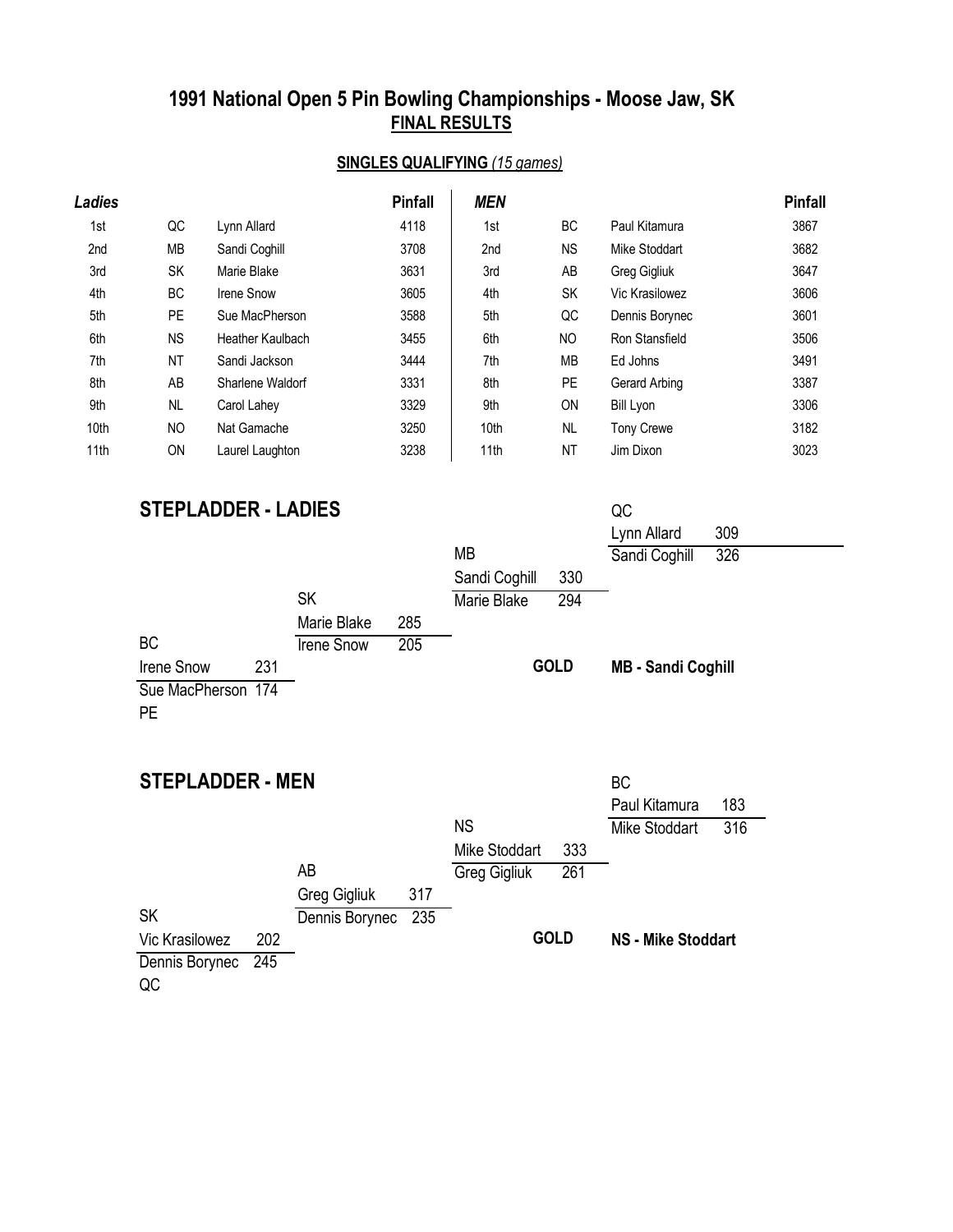# 1991 National Open 5 Pin Bowling Championships - Moose Jaw, SK

## FINAL RESULTS

### SINGLES QUALIFYING *(15 games)*

| *Ladies* | | | Pinfall | *MEN* | | | Pinfall |
|---|---|---|---|---|---|---|---|
| 1st | QC | Lynn Allard | 4118 | 1st | BC | Paul Kitamura | 3867 |
| 2nd | MB | Sandi Coghill | 3708 | 2nd | NS | Mike Stoddart | 3682 |
| 3rd | SK | Marie Blake | 3631 | 3rd | AB | Greg Gigliuk | 3647 |
| 4th | BC | Irene Snow | 3605 | 4th | SK | Vic Krasilowez | 3606 |
| 5th | PE | Sue MacPherson | 3588 | 5th | QC | Dennis Borynec | 3601 |
| 6th | NS | Heather Kaulbach | 3455 | 6th | NO | Ron Stansfield | 3506 |
| 7th | NT | Sandi Jackson | 3444 | 7th | MB | Ed Johns | 3491 |
| 8th | AB | Sharlene Waldorf | 3331 | 8th | PE | Gerard Arbing | 3387 |
| 9th | NL | Carol Lahey | 3329 | 9th | ON | Bill Lyon | 3306 |
| 10th | NO | Nat Gamache | 3250 | 10th | NL | Tony Crewe | 3182 |
| 11th | ON | Laurel Laughton | 3238 | 11th | NT | Jim Dixon | 3023 |

## STEPLADDER - LADIES

| Match | Bowler | Score | Bowler | Score |
|---|---|---|---|---|
| 1 | Irene Snow (BC) | 231 | Sue MacPherson (PE) | 174 |
| 2 | Marie Blake (SK) | 285 | Irene Snow | 205 |
| 3 | Sandi Coghill (MB) | 330 | Marie Blake | 294 |
| 4 | Lynn Allard (QC) | 309 | Sandi Coghill | 326 |

**GOLD** **MB - Sandi Coghill**

## STEPLADDER - MEN

| Match | Bowler | Score | Bowler | Score |
|---|---|---|---|---|
| 1 | Vic Krasilowez (SK) | 202 | Dennis Borynec (QC) | 245 |
| 2 | Greg Gigliuk (AB) | 317 | Dennis Borynec | 235 |
| 3 | Mike Stoddart (NS) | 333 | Greg Gigliuk | 261 |
| 4 | Paul Kitamura (BC) | 183 | Mike Stoddart | 316 |

**GOLD** **NS - Mike Stoddart**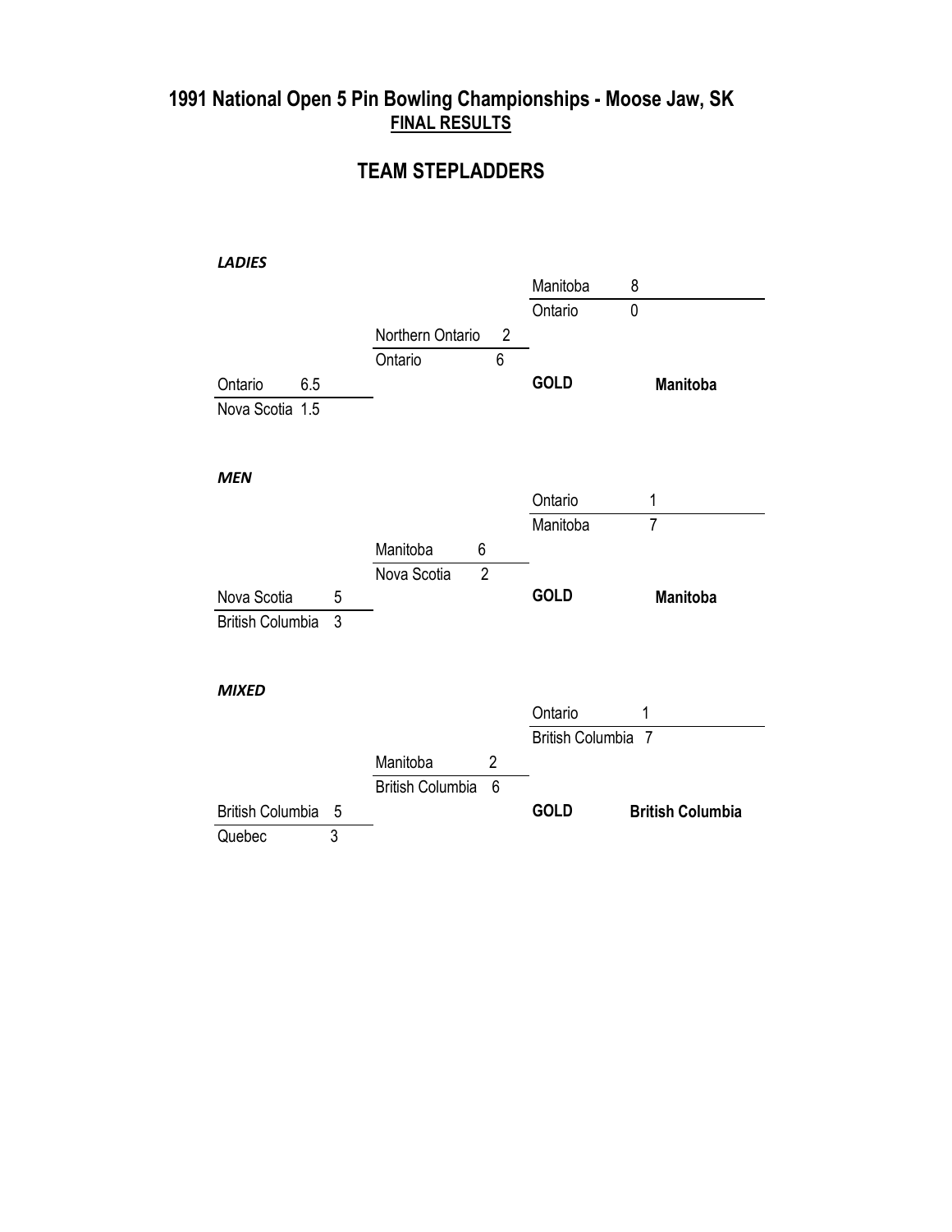# 1991 National Open 5 Pin Bowling Championships - Moose Jaw, SK

**FINAL RESULTS**

## TEAM STEPLADDERS

***LADIES***

| Round | Team | Score |
|---|---|---|
| Final | Manitoba | 8 |
| | Ontario | 0 |
| Semi-final | Northern Ontario | 2 |
| | Ontario | 6 |
| First round | Ontario | 6.5 |
| | Nova Scotia | 1.5 |

**GOLD** **Manitoba**

***MEN***

| Round | Team | Score |
|---|---|---|
| Final | Ontario | 1 |
| | Manitoba | 7 |
| Semi-final | Manitoba | 6 |
| | Nova Scotia | 2 |
| First round | Nova Scotia | 5 |
| | British Columbia | 3 |

**GOLD** **Manitoba**

***MIXED***

| Round | Team | Score |
|---|---|---|
| Final | Ontario | 1 |
| | British Columbia | 7 |
| Semi-final | Manitoba | 2 |
| | British Columbia | 6 |
| First round | British Columbia | 5 |
| | Quebec | 3 |

**GOLD** **British Columbia**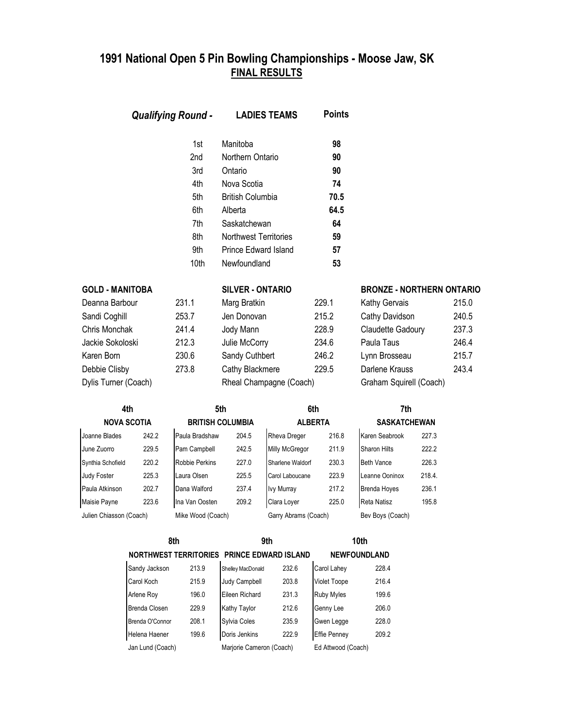# 1991 National Open 5 Pin Bowling Championships - Moose Jaw, SK

## FINAL RESULTS

| *Qualifying Round -* | LADIES TEAMS | Points |
|---|---|---|
| 1st | Manitoba | **98** |
| 2nd | Northern Ontario | **90** |
| 3rd | Ontario | **90** |
| 4th | Nova Scotia | **74** |
| 5th | British Columbia | **70.5** |
| 6th | Alberta | **64.5** |
| 7th | Saskatchewan | **64** |
| 8th | Northwest Territories | **59** |
| 9th | Prince Edward Island | **57** |
| 10th | Newfoundland | **53** |

| GOLD - MANITOBA | | SILVER - ONTARIO | | BRONZE - NORTHERN ONTARIO | |
|---|---|---|---|---|---|
| Deanna Barbour | 231.1 | Marg Bratkin | 229.1 | Kathy Gervais | 215.0 |
| Sandi Coghill | 253.7 | Jen Donovan | 215.2 | Cathy Davidson | 240.5 |
| Chris Monchak | 241.4 | Jody Mann | 228.9 | Claudette Gadoury | 237.3 |
| Jackie Sokoloski | 212.3 | Julie McCorry | 234.6 | Paula Taus | 246.4 |
| Karen Born | 230.6 | Sandy Cuthbert | 246.2 | Lynn Brosseau | 215.7 |
| Debbie Clisby | 273.8 | Cathy Blackmere | 229.5 | Darlene Krauss | 243.4 |
| Dylis Turner (Coach) | | Rheal Champagne (Coach) | | Graham Squirell (Coach) | |

| 4th | | 5th | | 6th | | 7th | |
|---|---|---|---|---|---|---|---|
| NOVA SCOTIA | | BRITISH COLUMBIA | | ALBERTA | | SASKATCHEWAN | |
| Joanne Blades | 242.2 | Paula Bradshaw | 204.5 | Rheva Dreger | 216.8 | Karen Seabrook | 227.3 |
| June Zuorro | 229.5 | Pam Campbell | 242.5 | Milly McGregor | 211.9 | Sharon Hilts | 222.2 |
| Synthia Schofield | 220.2 | Robbie Perkins | 227.0 | Sharlene Waldorf | 230.3 | Beth Vance | 226.3 |
| Judy Foster | 225.3 | Laura Olsen | 225.5 | Carol Laboucane | 223.9 | Leanne Ooninox | 218.4. |
| Paula Atkinson | 202.7 | Dana Walford | 237.4 | Ivy Murray | 217.2 | Brenda Hoyes | 236.1 |
| Maisie Payne | 223.6 | Ina Van Oosten | 209.2 | Clara Loyer | 225.0 | Reta Natisz | 195.8 |
| Julien Chiasson (Coach) | | Mike Wood (Coach) | | Garry Abrams (Coach) | | Bev Boys (Coach) | |

| 8th | | 9th | | 10th | |
|---|---|---|---|---|---|
| NORTHWEST TERRITORIES | | PRINCE EDWARD ISLAND | | NEWFOUNDLAND | |
| Sandy Jackson | 213.9 | Shelley MacDonald | 232.6 | Carol Lahey | 228.4 |
| Carol Koch | 215.9 | Judy Campbell | 203.8 | Violet Toope | 216.4 |
| Arlene Roy | 196.0 | Eileen Richard | 231.3 | Ruby Myles | 199.6 |
| Brenda Closen | 229.9 | Kathy Taylor | 212.6 | Genny Lee | 206.0 |
| Brenda O'Connor | 208.1 | Sylvia Coles | 235.9 | Gwen Legge | 228.0 |
| Helena Haener | 199.6 | Doris Jenkins | 222.9 | Effie Penney | 209.2 |
| Jan Lund (Coach) | | Marjorie Cameron (Coach) | | Ed Attwood (Coach) | |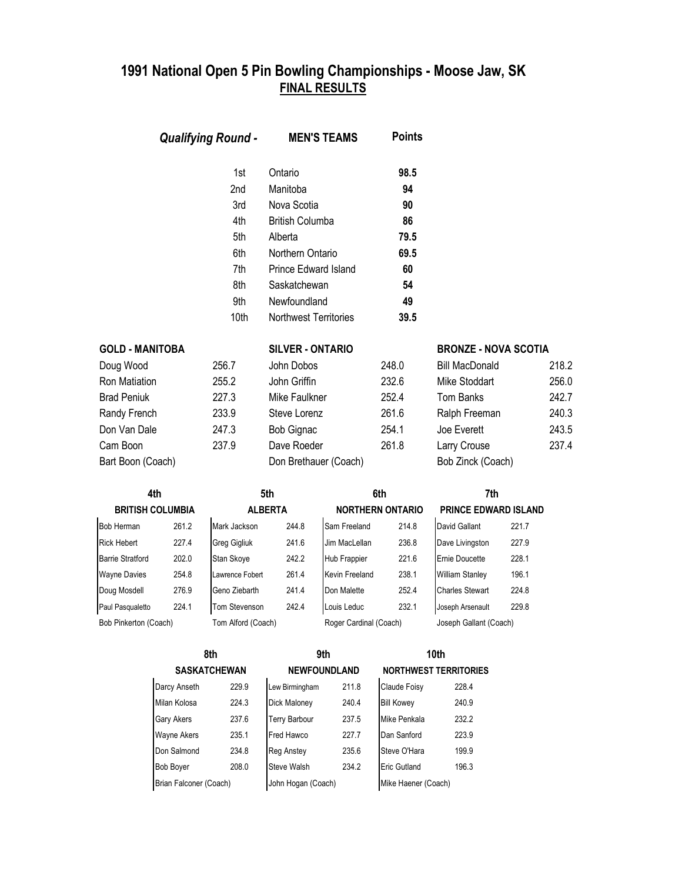# 1991 National Open 5 Pin Bowling Championships - Moose Jaw, SK

## FINAL RESULTS

### *Qualifying Round -* MEN'S TEAMS

| | MEN'S TEAMS | Points |
|---|---|---|
| 1st | Ontario | **98.5** |
| 2nd | Manitoba | **94** |
| 3rd | Nova Scotia | **90** |
| 4th | British Columba | **86** |
| 5th | Alberta | **79.5** |
| 6th | Northern Ontario | **69.5** |
| 7th | Prince Edward Island | **60** |
| 8th | Saskatchewan | **54** |
| 9th | Newfoundland | **49** |
| 10th | Northwest Territories | **39.5** |

| GOLD - MANITOBA | | SILVER - ONTARIO | | BRONZE - NOVA SCOTIA | |
|---|---|---|---|---|---|
| Doug Wood | 256.7 | John Dobos | 248.0 | Bill MacDonald | 218.2 |
| Ron Matiation | 255.2 | John Griffin | 232.6 | Mike Stoddart | 256.0 |
| Brad Peniuk | 227.3 | Mike Faulkner | 252.4 | Tom Banks | 242.7 |
| Randy French | 233.9 | Steve Lorenz | 261.6 | Ralph Freeman | 240.3 |
| Don Van Dale | 247.3 | Bob Gignac | 254.1 | Joe Everett | 243.5 |
| Cam Boon | 237.9 | Dave Roeder | 261.8 | Larry Crouse | 237.4 |
| Bart Boon (Coach) | | Don Brethauer (Coach) | | Bob Zinck (Coach) | |

| 4th | | 5th | | 6th | | 7th | |
|---|---|---|---|---|---|---|---|
| **BRITISH COLUMBIA** | | **ALBERTA** | | **NORTHERN ONTARIO** | | **PRINCE EDWARD ISLAND** | |
| Bob Herman | 261.2 | Mark Jackson | 244.8 | Sam Freeland | 214.8 | David Gallant | 221.7 |
| Rick Hebert | 227.4 | Greg Gigliuk | 241.6 | Jim MacLellan | 236.8 | Dave Livingston | 227.9 |
| Barrie Stratford | 202.0 | Stan Skoye | 242.2 | Hub Frappier | 221.6 | Ernie Doucette | 228.1 |
| Wayne Davies | 254.8 | Lawrence Fobert | 261.4 | Kevin Freeland | 238.1 | William Stanley | 196.1 |
| Doug Mosdell | 276.9 | Geno Ziebarth | 241.4 | Don Malette | 252.4 | Charles Stewart | 224.8 |
| Paul Pasqualetto | 224.1 | Tom Stevenson | 242.4 | Louis Leduc | 232.1 | Joseph Arsenault | 229.8 |
| Bob Pinkerton (Coach) | | Tom Alford (Coach) | | Roger Cardinal (Coach) | | Joseph Gallant (Coach) | |

| 8th | | 9th | | 10th | |
|---|---|---|---|---|---|
| **SASKATCHEWAN** | | **NEWFOUNDLAND** | | **NORTHWEST TERRITORIES** | |
| Darcy Anseth | 229.9 | Lew Birmingham | 211.8 | Claude Foisy | 228.4 |
| Milan Kolosa | 224.3 | Dick Maloney | 240.4 | Bill Kowey | 240.9 |
| Gary Akers | 237.6 | Terry Barbour | 237.5 | Mike Penkala | 232.2 |
| Wayne Akers | 235.1 | Fred Hawco | 227.7 | Dan Sanford | 223.9 |
| Don Salmond | 234.8 | Reg Anstey | 235.6 | Steve O'Hara | 199.9 |
| Bob Boyer | 208.0 | Steve Walsh | 234.2 | Eric Gutland | 196.3 |
| Brian Falconer (Coach) | | John Hogan (Coach) | | Mike Haener (Coach) | |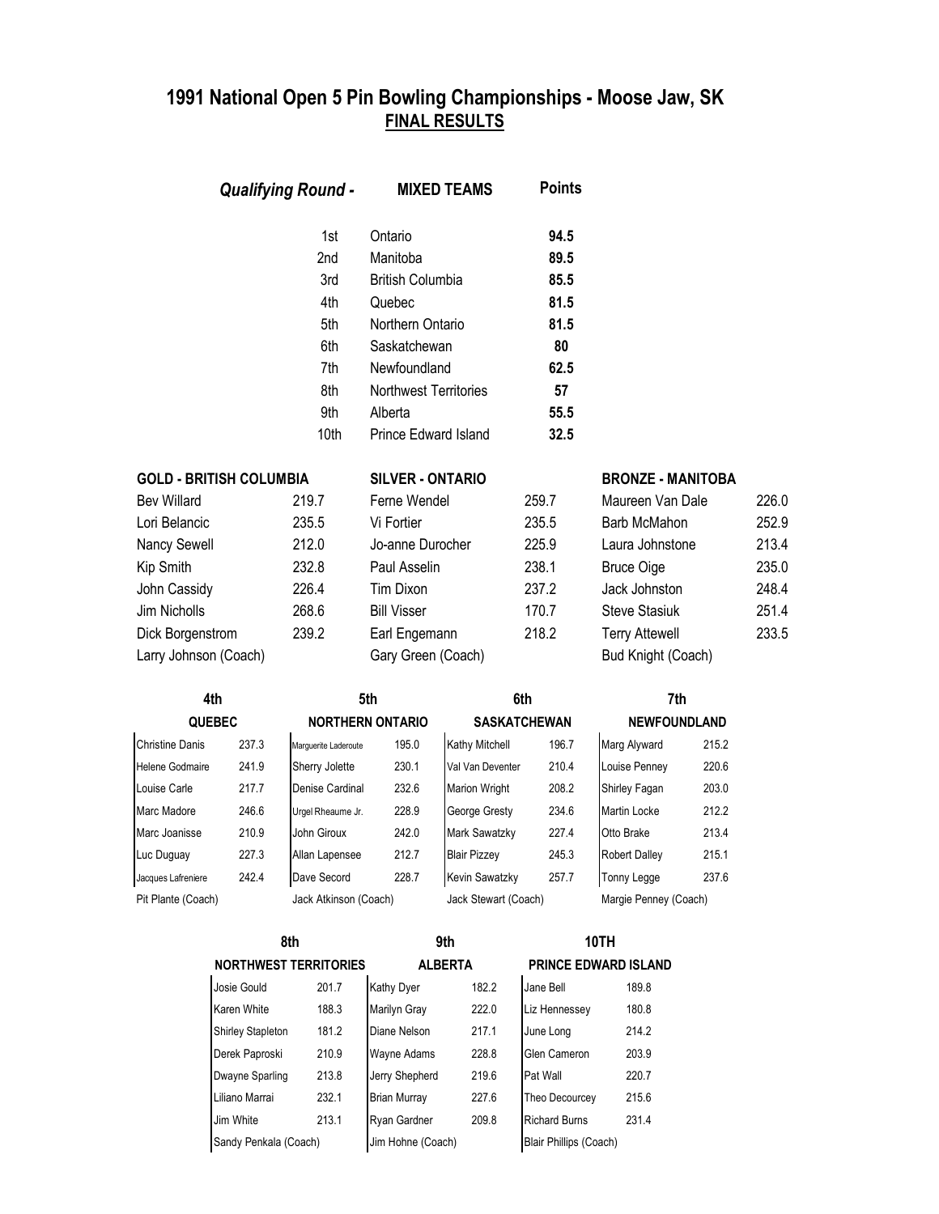# 1991 National Open 5 Pin Bowling Championships - Moose Jaw, SK

## FINAL RESULTS

| *Qualifying Round -* | MIXED TEAMS | Points |
|---|---|---|
| 1st | Ontario | **94.5** |
| 2nd | Manitoba | **89.5** |
| 3rd | British Columbia | **85.5** |
| 4th | Quebec | **81.5** |
| 5th | Northern Ontario | **81.5** |
| 6th | Saskatchewan | **80** |
| 7th | Newfoundland | **62.5** |
| 8th | Northwest Territories | **57** |
| 9th | Alberta | **55.5** |
| 10th | Prince Edward Island | **32.5** |

| GOLD - BRITISH COLUMBIA | | SILVER - ONTARIO | | BRONZE - MANITOBA | |
|---|---|---|---|---|---|
| Bev Willard | 219.7 | Ferne Wendel | 259.7 | Maureen Van Dale | 226.0 |
| Lori Belancic | 235.5 | Vi Fortier | 235.5 | Barb McMahon | 252.9 |
| Nancy Sewell | 212.0 | Jo-anne Durocher | 225.9 | Laura Johnstone | 213.4 |
| Kip Smith | 232.8 | Paul Asselin | 238.1 | Bruce Oige | 235.0 |
| John Cassidy | 226.4 | Tim Dixon | 237.2 | Jack Johnston | 248.4 |
| Jim Nicholls | 268.6 | Bill Visser | 170.7 | Steve Stasiuk | 251.4 |
| Dick Borgenstrom | 239.2 | Earl Engemann | 218.2 | Terry Attewell | 233.5 |
| Larry Johnson (Coach) | | Gary Green (Coach) | | Bud Knight (Coach) | |

| 4th | | 5th | | 6th | | 7th | |
|---|---|---|---|---|---|---|---|
| QUEBEC | | NORTHERN ONTARIO | | SASKATCHEWAN | | NEWFOUNDLAND | |
| Christine Danis | 237.3 | Marguerite Laderoute | 195.0 | Kathy Mitchell | 196.7 | Marg Alyward | 215.2 |
| Helene Godmaire | 241.9 | Sherry Jolette | 230.1 | Val Van Deventer | 210.4 | Louise Penney | 220.6 |
| Louise Carle | 217.7 | Denise Cardinal | 232.6 | Marion Wright | 208.2 | Shirley Fagan | 203.0 |
| Marc Madore | 246.6 | Urgel Rheaume Jr. | 228.9 | George Gresty | 234.6 | Martin Locke | 212.2 |
| Marc Joanisse | 210.9 | John Giroux | 242.0 | Mark Sawatzky | 227.4 | Otto Brake | 213.4 |
| Luc Duguay | 227.3 | Allan Lapensee | 212.7 | Blair Pizzey | 245.3 | Robert Dalley | 215.1 |
| Jacques Lafreniere | 242.4 | Dave Secord | 228.7 | Kevin Sawatzky | 257.7 | Tonny Legge | 237.6 |
| Pit Plante (Coach) | | Jack Atkinson (Coach) | | Jack Stewart (Coach) | | Margie Penney (Coach) | |

| 8th | | 9th | | 10TH | |
|---|---|---|---|---|---|
| NORTHWEST TERRITORIES | | ALBERTA | | PRINCE EDWARD ISLAND | |
| Josie Gould | 201.7 | Kathy Dyer | 182.2 | Jane Bell | 189.8 |
| Karen White | 188.3 | Marilyn Gray | 222.0 | Liz Hennessey | 180.8 |
| Shirley Stapleton | 181.2 | Diane Nelson | 217.1 | June Long | 214.2 |
| Derek Paproski | 210.9 | Wayne Adams | 228.8 | Glen Cameron | 203.9 |
| Dwayne Sparling | 213.8 | Jerry Shepherd | 219.6 | Pat Wall | 220.7 |
| Liliano Marrai | 232.1 | Brian Murray | 227.6 | Theo Decourcey | 215.6 |
| Jim White | 213.1 | Ryan Gardner | 209.8 | Richard Burns | 231.4 |
| Sandy Penkala (Coach) | | Jim Hohne (Coach) | | Blair Phillips (Coach) | |